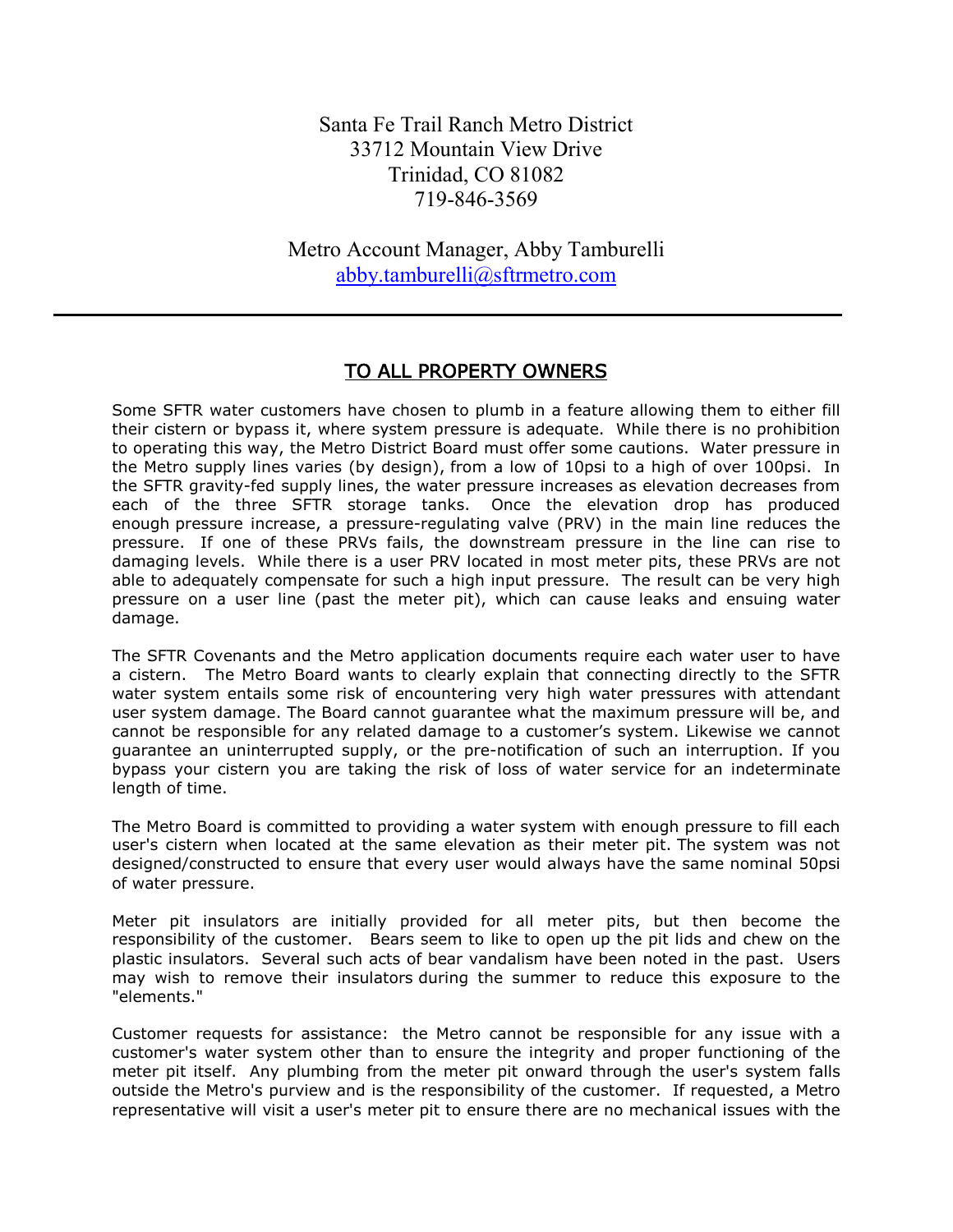Santa Fe Trail Ranch Metro District
33712 Mountain View Drive
Trinidad, CO 81082
719-846-3569

Metro Account Manager, Abby Tamburelli
abby.tamburelli@sftrmetro.com

---

## TO ALL PROPERTY OWNERS

Some SFTR water customers have chosen to plumb in a feature allowing them to either fill their cistern or bypass it, where system pressure is adequate. While there is no prohibition to operating this way, the Metro District Board must offer some cautions. Water pressure in the Metro supply lines varies (by design), from a low of 10psi to a high of over 100psi. In the SFTR gravity-fed supply lines, the water pressure increases as elevation decreases from each of the three SFTR storage tanks. Once the elevation drop has produced enough pressure increase, a pressure-regulating valve (PRV) in the main line reduces the pressure. If one of these PRVs fails, the downstream pressure in the line can rise to damaging levels. While there is a user PRV located in most meter pits, these PRVs are not able to adequately compensate for such a high input pressure. The result can be very high pressure on a user line (past the meter pit), which can cause leaks and ensuing water damage.

The SFTR Covenants and the Metro application documents require each water user to have a cistern. The Metro Board wants to clearly explain that connecting directly to the SFTR water system entails some risk of encountering very high water pressures with attendant user system damage. The Board cannot guarantee what the maximum pressure will be, and cannot be responsible for any related damage to a customer's system. Likewise we cannot guarantee an uninterrupted supply, or the pre-notification of such an interruption. If you bypass your cistern you are taking the risk of loss of water service for an indeterminate length of time.

The Metro Board is committed to providing a water system with enough pressure to fill each user's cistern when located at the same elevation as their meter pit. The system was not designed/constructed to ensure that every user would always have the same nominal 50psi of water pressure.

Meter pit insulators are initially provided for all meter pits, but then become the responsibility of the customer. Bears seem to like to open up the pit lids and chew on the plastic insulators. Several such acts of bear vandalism have been noted in the past. Users may wish to remove their insulators during the summer to reduce this exposure to the "elements."

Customer requests for assistance: the Metro cannot be responsible for any issue with a customer's water system other than to ensure the integrity and proper functioning of the meter pit itself. Any plumbing from the meter pit onward through the user's system falls outside the Metro's purview and is the responsibility of the customer. If requested, a Metro representative will visit a user's meter pit to ensure there are no mechanical issues with the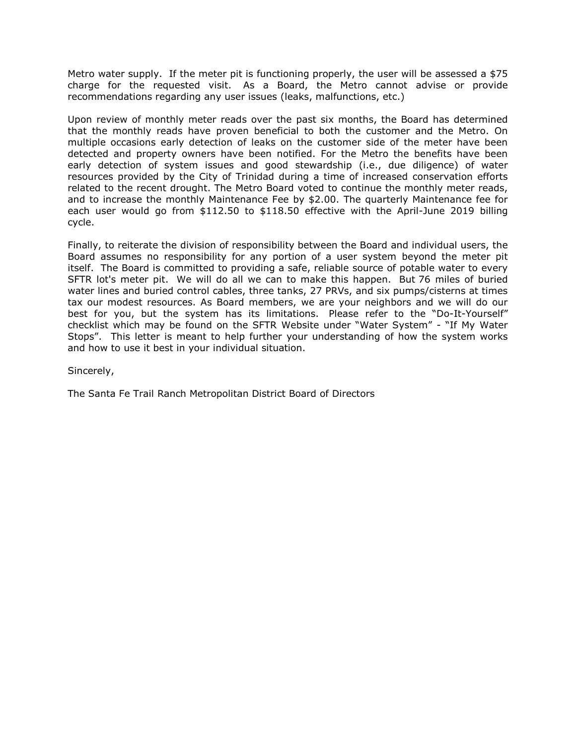Metro water supply. If the meter pit is functioning properly, the user will be assessed a $75 charge for the requested visit. As a Board, the Metro cannot advise or provide recommendations regarding any user issues (leaks, malfunctions, etc.)

Upon review of monthly meter reads over the past six months, the Board has determined that the monthly reads have proven beneficial to both the customer and the Metro. On multiple occasions early detection of leaks on the customer side of the meter have been detected and property owners have been notified. For the Metro the benefits have been early detection of system issues and good stewardship (i.e., due diligence) of water resources provided by the City of Trinidad during a time of increased conservation efforts related to the recent drought. The Metro Board voted to continue the monthly meter reads, and to increase the monthly Maintenance Fee by $2.00. The quarterly Maintenance fee for each user would go from $112.50 to $118.50 effective with the April-June 2019 billing cycle.

Finally, to reiterate the division of responsibility between the Board and individual users, the Board assumes no responsibility for any portion of a user system beyond the meter pit itself. The Board is committed to providing a safe, reliable source of potable water to every SFTR lot's meter pit. We will do all we can to make this happen. But 76 miles of buried water lines and buried control cables, three tanks, 27 PRVs, and six pumps/cisterns at times tax our modest resources. As Board members, we are your neighbors and we will do our best for you, but the system has its limitations. Please refer to the "Do-It-Yourself" checklist which may be found on the SFTR Website under "Water System" - "If My Water Stops". This letter is meant to help further your understanding of how the system works and how to use it best in your individual situation.

Sincerely,

The Santa Fe Trail Ranch Metropolitan District Board of Directors